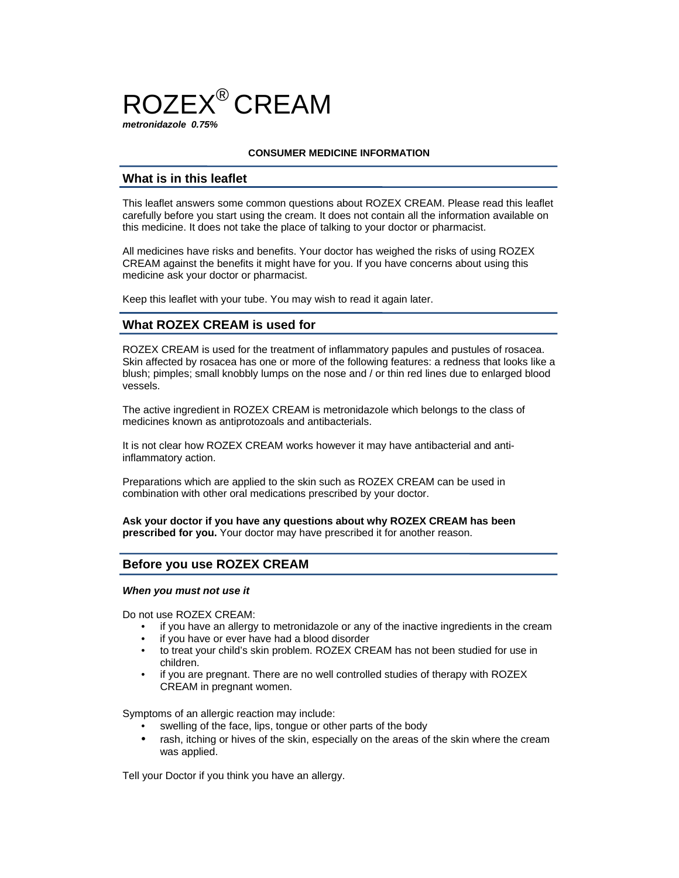# ROZEX® CREAM

***metronidazole 0.75%***

**CONSUMER MEDICINE INFORMATION**

## What is in this leaflet

This leaflet answers some common questions about ROZEX CREAM. Please read this leaflet carefully before you start using the cream. It does not contain all the information available on this medicine. It does not take the place of talking to your doctor or pharmacist.

All medicines have risks and benefits. Your doctor has weighed the risks of using ROZEX CREAM against the benefits it might have for you. If you have concerns about using this medicine ask your doctor or pharmacist.

Keep this leaflet with your tube. You may wish to read it again later.

## What ROZEX CREAM is used for

ROZEX CREAM is used for the treatment of inflammatory papules and pustules of rosacea. Skin affected by rosacea has one or more of the following features: a redness that looks like a blush; pimples; small knobbly lumps on the nose and / or thin red lines due to enlarged blood vessels.

The active ingredient in ROZEX CREAM is metronidazole which belongs to the class of medicines known as antiprotozoals and antibacterials.

It is not clear how ROZEX CREAM works however it may have antibacterial and anti-inflammatory action.

Preparations which are applied to the skin such as ROZEX CREAM can be used in combination with other oral medications prescribed by your doctor.

**Ask your doctor if you have any questions about why ROZEX CREAM has been prescribed for you.** Your doctor may have prescribed it for another reason.

## Before you use ROZEX CREAM

***When you must not use it***

Do not use ROZEX CREAM:

- if you have an allergy to metronidazole or any of the inactive ingredients in the cream
- if you have or ever have had a blood disorder
- to treat your child's skin problem. ROZEX CREAM has not been studied for use in children.
- if you are pregnant. There are no well controlled studies of therapy with ROZEX CREAM in pregnant women.

Symptoms of an allergic reaction may include:

- swelling of the face, lips, tongue or other parts of the body
- rash, itching or hives of the skin, especially on the areas of the skin where the cream was applied.

Tell your Doctor if you think you have an allergy.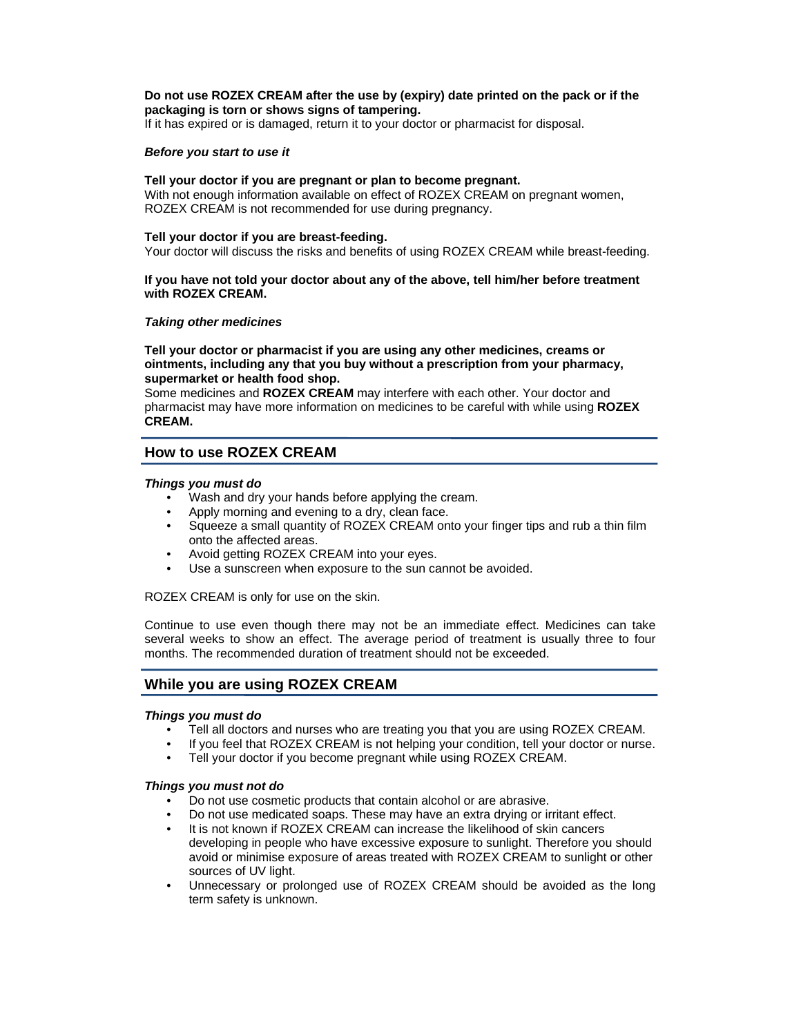**Do not use ROZEX CREAM after the use by (expiry) date printed on the pack or if the packaging is torn or shows signs of tampering.**
If it has expired or is damaged, return it to your doctor or pharmacist for disposal.

***Before you start to use it***

**Tell your doctor if you are pregnant or plan to become pregnant.**
With not enough information available on effect of ROZEX CREAM on pregnant women, ROZEX CREAM is not recommended for use during pregnancy.

**Tell your doctor if you are breast-feeding.**
Your doctor will discuss the risks and benefits of using ROZEX CREAM while breast-feeding.

**If you have not told your doctor about any of the above, tell him/her before treatment with ROZEX CREAM.**

***Taking other medicines***

**Tell your doctor or pharmacist if you are using any other medicines, creams or ointments, including any that you buy without a prescription from your pharmacy, supermarket or health food shop.**
Some medicines and **ROZEX CREAM** may interfere with each other. Your doctor and pharmacist may have more information on medicines to be careful with while using **ROZEX CREAM.**

## How to use ROZEX CREAM

***Things you must do***

- Wash and dry your hands before applying the cream.
- Apply morning and evening to a dry, clean face.
- Squeeze a small quantity of ROZEX CREAM onto your finger tips and rub a thin film onto the affected areas.
- Avoid getting ROZEX CREAM into your eyes.
- Use a sunscreen when exposure to the sun cannot be avoided.

ROZEX CREAM is only for use on the skin.

Continue to use even though there may not be an immediate effect. Medicines can take several weeks to show an effect. The average period of treatment is usually three to four months. The recommended duration of treatment should not be exceeded.

## While you are using ROZEX CREAM

***Things you must do***

- Tell all doctors and nurses who are treating you that you are using ROZEX CREAM.
- If you feel that ROZEX CREAM is not helping your condition, tell your doctor or nurse.
- Tell your doctor if you become pregnant while using ROZEX CREAM.

***Things you must not do***

- Do not use cosmetic products that contain alcohol or are abrasive.
- Do not use medicated soaps. These may have an extra drying or irritant effect.
- It is not known if ROZEX CREAM can increase the likelihood of skin cancers developing in people who have excessive exposure to sunlight. Therefore you should avoid or minimise exposure of areas treated with ROZEX CREAM to sunlight or other sources of UV light.
- Unnecessary or prolonged use of ROZEX CREAM should be avoided as the long term safety is unknown.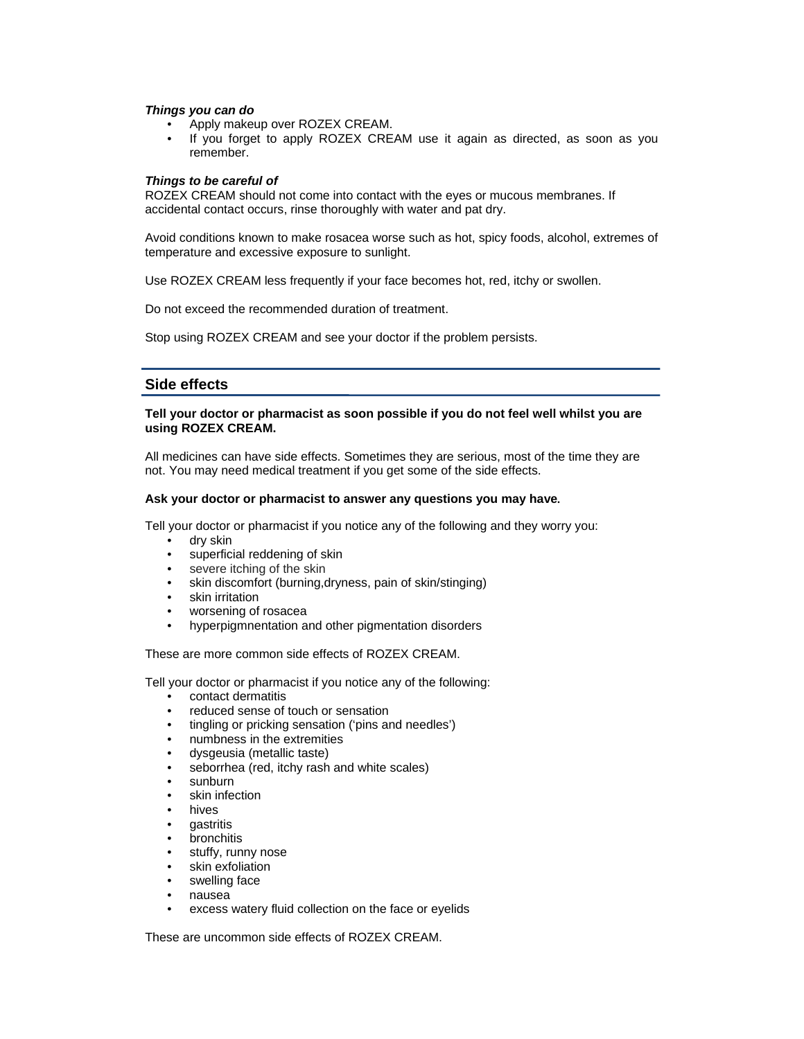***Things you can do***

- Apply makeup over ROZEX CREAM.
- If you forget to apply ROZEX CREAM use it again as directed, as soon as you remember.

***Things to be careful of***

ROZEX CREAM should not come into contact with the eyes or mucous membranes. If accidental contact occurs, rinse thoroughly with water and pat dry.

Avoid conditions known to make rosacea worse such as hot, spicy foods, alcohol, extremes of temperature and excessive exposure to sunlight.

Use ROZEX CREAM less frequently if your face becomes hot, red, itchy or swollen.

Do not exceed the recommended duration of treatment.

Stop using ROZEX CREAM and see your doctor if the problem persists.

## Side effects

**Tell your doctor or pharmacist as soon as possible if you do not feel well whilst you are using ROZEX CREAM.**

All medicines can have side effects. Sometimes they are serious, most of the time they are not. You may need medical treatment if you get some of the side effects.

**Ask your doctor or pharmacist to answer any questions you may have.**

Tell your doctor or pharmacist if you notice any of the following and they worry you:

- dry skin
- superficial reddening of skin
- severe itching of the skin
- skin discomfort (burning,dryness, pain of skin/stinging)
- skin irritation
- worsening of rosacea
- hyperpigmnentation and other pigmentation disorders

These are more common side effects of ROZEX CREAM.

Tell your doctor or pharmacist if you notice any of the following:

- contact dermatitis
- reduced sense of touch or sensation
- tingling or pricking sensation ('pins and needles')
- numbness in the extremities
- dysgeusia (metallic taste)
- seborrhea (red, itchy rash and white scales)
- sunburn
- skin infection
- hives
- gastritis
- bronchitis
- stuffy, runny nose
- skin exfoliation
- swelling face
- nausea
- excess watery fluid collection on the face or eyelids

These are uncommon side effects of ROZEX CREAM.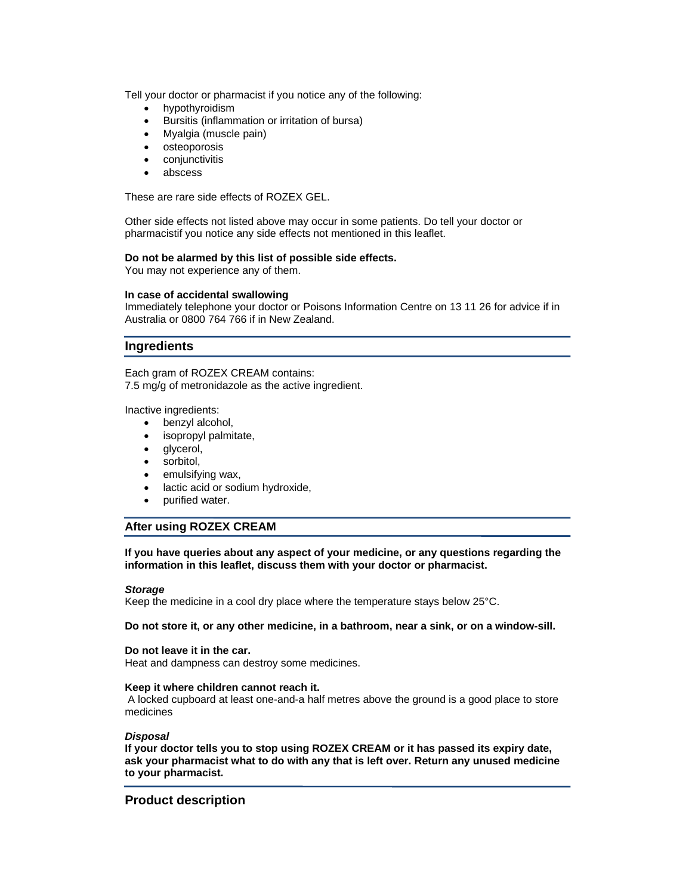Tell your doctor or pharmacist if you notice any of the following:

- hypothyroidism
- Bursitis (inflammation or irritation of bursa)
- Myalgia (muscle pain)
- osteoporosis
- conjunctivitis
- abscess

These are rare side effects of ROZEX GEL.

Other side effects not listed above may occur in some patients. Do tell your doctor or pharmacistif you notice any side effects not mentioned in this leaflet.

**Do not be alarmed by this list of possible side effects.**
You may not experience any of them.

**In case of accidental swallowing**
Immediately telephone your doctor or Poisons Information Centre on 13 11 26 for advice if in Australia or 0800 764 766 if in New Zealand.

## Ingredients

Each gram of ROZEX CREAM contains:
7.5 mg/g of metronidazole as the active ingredient.

Inactive ingredients:

- benzyl alcohol,
- isopropyl palmitate,
- glycerol,
- sorbitol,
- emulsifying wax,
- lactic acid or sodium hydroxide,
- purified water.

## After using ROZEX CREAM

**If you have queries about any aspect of your medicine, or any questions regarding the information in this leaflet, discuss them with your doctor or pharmacist.**

***Storage***
Keep the medicine in a cool dry place where the temperature stays below 25°C.

**Do not store it, or any other medicine, in a bathroom, near a sink, or on a window-sill.**

**Do not leave it in the car.**
Heat and dampness can destroy some medicines.

**Keep it where children cannot reach it.**
A locked cupboard at least one-and-a half metres above the ground is a good place to store medicines

***Disposal***
**If your doctor tells you to stop using ROZEX CREAM or it has passed its expiry date, ask your pharmacist what to do with any that is left over. Return any unused medicine to your pharmacist.**

## Product description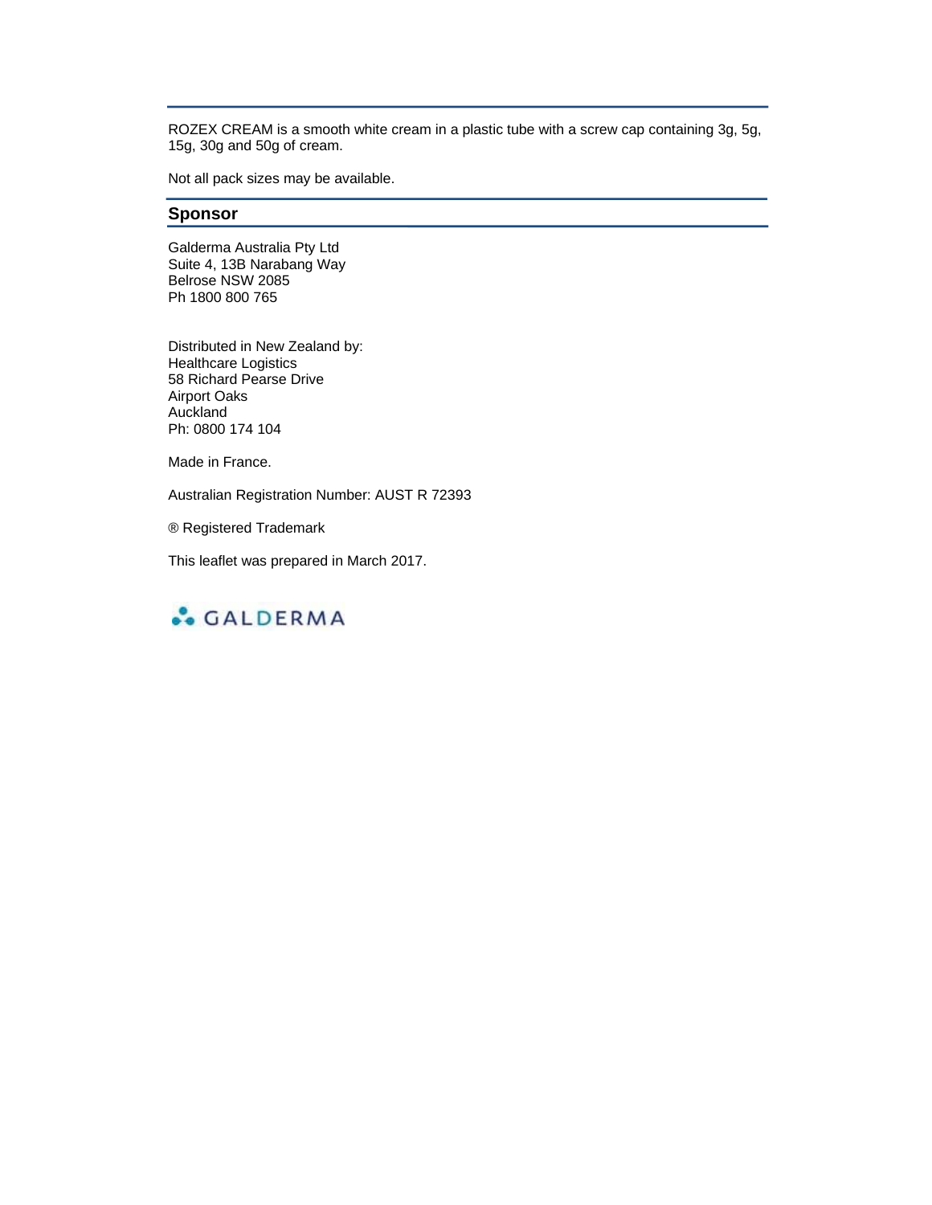ROZEX CREAM is a smooth white cream in a plastic tube with a screw cap containing 3g, 5g, 15g, 30g and 50g of cream.

Not all pack sizes may be available.

## Sponsor

Galderma Australia Pty Ltd
Suite 4, 13B Narabang Way
Belrose NSW 2085
Ph 1800 800 765

Distributed in New Zealand by:
Healthcare Logistics
58 Richard Pearse Drive
Airport Oaks
Auckland
Ph: 0800 174 104

Made in France.

Australian Registration Number: AUST R 72393

® Registered Trademark

This leaflet was prepared in March 2017.

GALDERMA